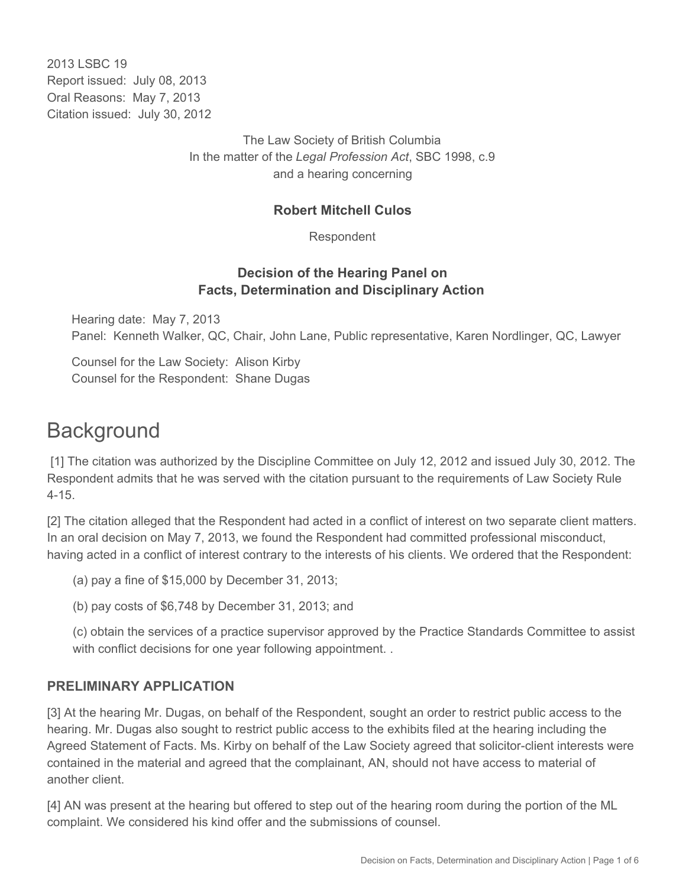2013 LSBC 19
Report issued: July 08, 2013
Oral Reasons: May 7, 2013
Citation issued: July 30, 2012

The Law Society of British Columbia
In the matter of the *Legal Profession Act*, SBC 1998, c.9
and a hearing concerning

**Robert Mitchell Culos**

Respondent

**Decision of the Hearing Panel on Facts, Determination and Disciplinary Action**

Hearing date: May 7, 2013
Panel: Kenneth Walker, QC, Chair, John Lane, Public representative, Karen Nordlinger, QC, Lawyer

Counsel for the Law Society: Alison Kirby
Counsel for the Respondent: Shane Dugas

# Background

[1] The citation was authorized by the Discipline Committee on July 12, 2012 and issued July 30, 2012. The Respondent admits that he was served with the citation pursuant to the requirements of Law Society Rule 4-15.

[2] The citation alleged that the Respondent had acted in a conflict of interest on two separate client matters. In an oral decision on May 7, 2013, we found the Respondent had committed professional misconduct, having acted in a conflict of interest contrary to the interests of his clients. We ordered that the Respondent:

(a) pay a fine of $15,000 by December 31, 2013;

(b) pay costs of $6,748 by December 31, 2013; and

(c) obtain the services of a practice supervisor approved by the Practice Standards Committee to assist with conflict decisions for one year following appointment. .

## PRELIMINARY APPLICATION

[3] At the hearing Mr. Dugas, on behalf of the Respondent, sought an order to restrict public access to the hearing. Mr. Dugas also sought to restrict public access to the exhibits filed at the hearing including the Agreed Statement of Facts. Ms. Kirby on behalf of the Law Society agreed that solicitor-client interests were contained in the material and agreed that the complainant, AN, should not have access to material of another client.

[4] AN was present at the hearing but offered to step out of the hearing room during the portion of the ML complaint. We considered his kind offer and the submissions of counsel.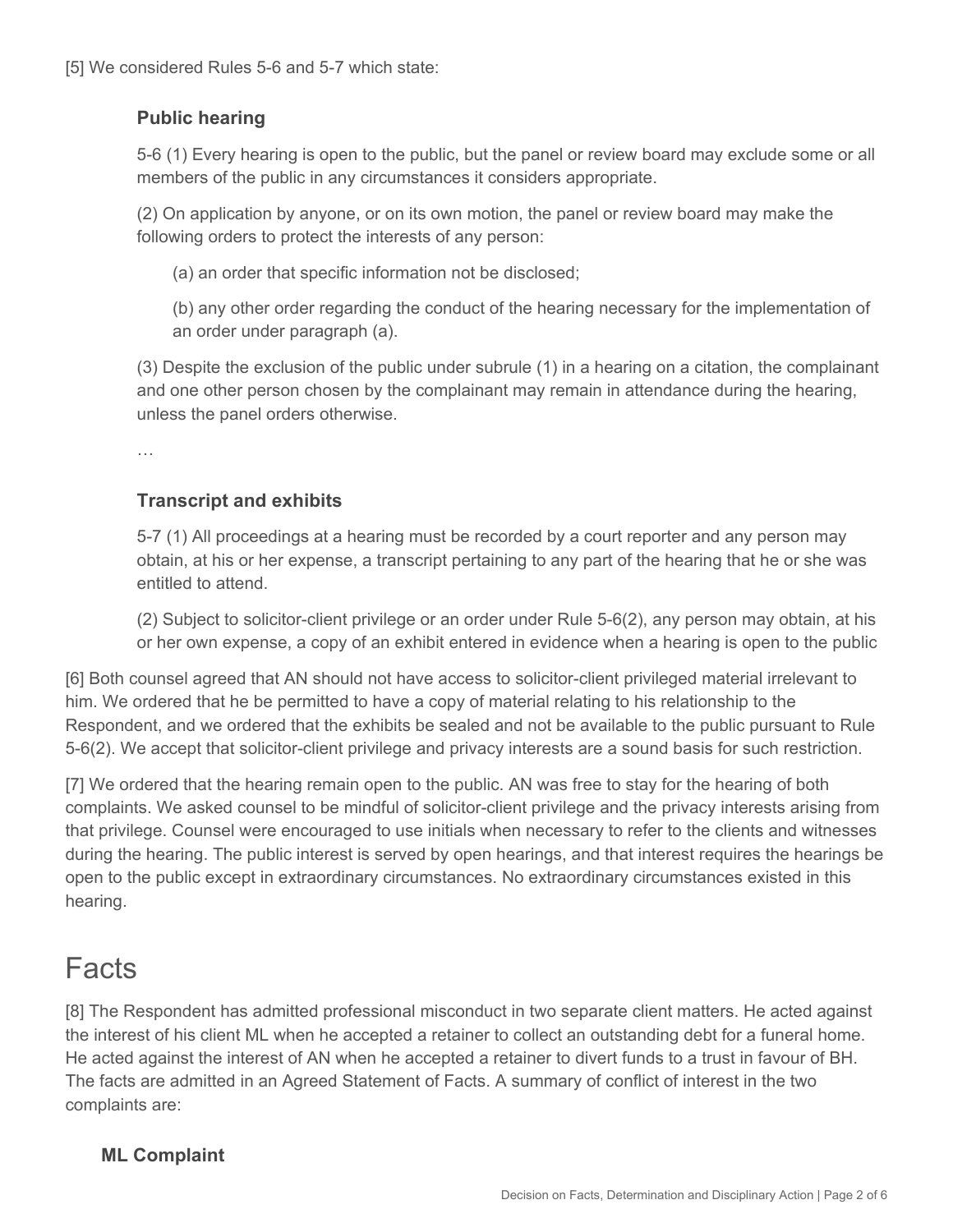[5] We considered Rules 5-6 and 5-7 which state:

> **Public hearing**
>
> 5-6 (1) Every hearing is open to the public, but the panel or review board may exclude some or all members of the public in any circumstances it considers appropriate.
>
> (2) On application by anyone, or on its own motion, the panel or review board may make the following orders to protect the interests of any person:
>
> > (a) an order that specific information not be disclosed;
> >
> > (b) any other order regarding the conduct of the hearing necessary for the implementation of an order under paragraph (a).
>
> (3) Despite the exclusion of the public under subrule (1) in a hearing on a citation, the complainant and one other person chosen by the complainant may remain in attendance during the hearing, unless the panel orders otherwise.
>
> …
>
> **Transcript and exhibits**
>
> 5-7 (1) All proceedings at a hearing must be recorded by a court reporter and any person may obtain, at his or her expense, a transcript pertaining to any part of the hearing that he or she was entitled to attend.
>
> (2) Subject to solicitor-client privilege or an order under Rule 5-6(2), any person may obtain, at his or her own expense, a copy of an exhibit entered in evidence when a hearing is open to the public

[6] Both counsel agreed that AN should not have access to solicitor-client privileged material irrelevant to him. We ordered that he be permitted to have a copy of material relating to his relationship to the Respondent, and we ordered that the exhibits be sealed and not be available to the public pursuant to Rule 5-6(2). We accept that solicitor-client privilege and privacy interests are a sound basis for such restriction.

[7] We ordered that the hearing remain open to the public. AN was free to stay for the hearing of both complaints. We asked counsel to be mindful of solicitor-client privilege and the privacy interests arising from that privilege. Counsel were encouraged to use initials when necessary to refer to the clients and witnesses during the hearing. The public interest is served by open hearings, and that interest requires the hearings be open to the public except in extraordinary circumstances. No extraordinary circumstances existed in this hearing.

# Facts

[8] The Respondent has admitted professional misconduct in two separate client matters. He acted against the interest of his client ML when he accepted a retainer to collect an outstanding debt for a funeral home. He acted against the interest of AN when he accepted a retainer to divert funds to a trust in favour of BH. The facts are admitted in an Agreed Statement of Facts. A summary of conflict of interest in the two complaints are:

## ML Complaint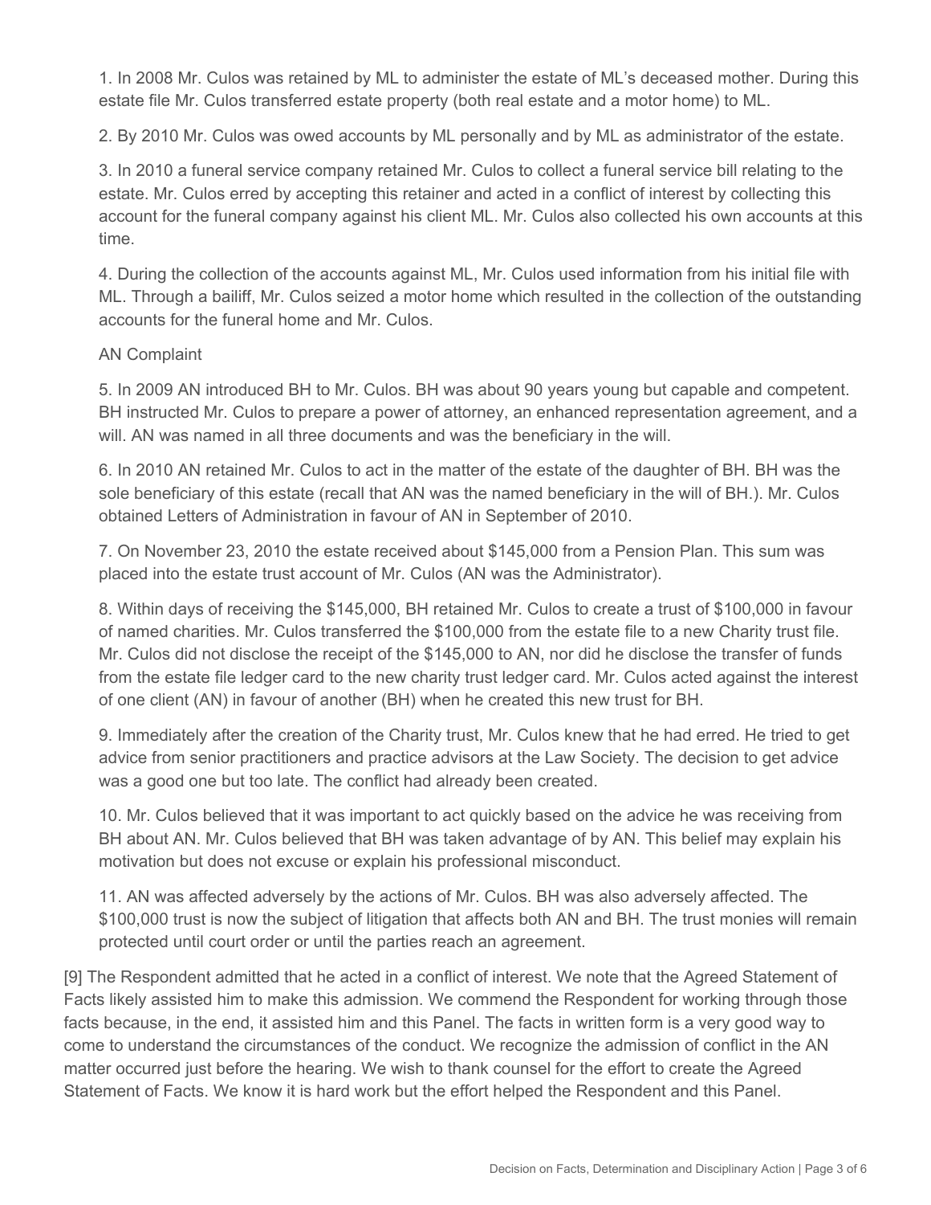1. In 2008 Mr. Culos was retained by ML to administer the estate of ML's deceased mother. During this estate file Mr. Culos transferred estate property (both real estate and a motor home) to ML.

2. By 2010 Mr. Culos was owed accounts by ML personally and by ML as administrator of the estate.

3. In 2010 a funeral service company retained Mr. Culos to collect a funeral service bill relating to the estate. Mr. Culos erred by accepting this retainer and acted in a conflict of interest by collecting this account for the funeral company against his client ML. Mr. Culos also collected his own accounts at this time.

4. During the collection of the accounts against ML, Mr. Culos used information from his initial file with ML. Through a bailiff, Mr. Culos seized a motor home which resulted in the collection of the outstanding accounts for the funeral home and Mr. Culos.

AN Complaint

5. In 2009 AN introduced BH to Mr. Culos. BH was about 90 years young but capable and competent. BH instructed Mr. Culos to prepare a power of attorney, an enhanced representation agreement, and a will. AN was named in all three documents and was the beneficiary in the will.

6. In 2010 AN retained Mr. Culos to act in the matter of the estate of the daughter of BH. BH was the sole beneficiary of this estate (recall that AN was the named beneficiary in the will of BH.). Mr. Culos obtained Letters of Administration in favour of AN in September of 2010.

7. On November 23, 2010 the estate received about $145,000 from a Pension Plan. This sum was placed into the estate trust account of Mr. Culos (AN was the Administrator).

8. Within days of receiving the $145,000, BH retained Mr. Culos to create a trust of $100,000 in favour of named charities. Mr. Culos transferred the $100,000 from the estate file to a new Charity trust file. Mr. Culos did not disclose the receipt of the $145,000 to AN, nor did he disclose the transfer of funds from the estate file ledger card to the new charity trust ledger card. Mr. Culos acted against the interest of one client (AN) in favour of another (BH) when he created this new trust for BH.

9. Immediately after the creation of the Charity trust, Mr. Culos knew that he had erred. He tried to get advice from senior practitioners and practice advisors at the Law Society. The decision to get advice was a good one but too late. The conflict had already been created.

10. Mr. Culos believed that it was important to act quickly based on the advice he was receiving from BH about AN. Mr. Culos believed that BH was taken advantage of by AN. This belief may explain his motivation but does not excuse or explain his professional misconduct.

11. AN was affected adversely by the actions of Mr. Culos. BH was also adversely affected. The $100,000 trust is now the subject of litigation that affects both AN and BH. The trust monies will remain protected until court order or until the parties reach an agreement.

[9] The Respondent admitted that he acted in a conflict of interest. We note that the Agreed Statement of Facts likely assisted him to make this admission. We commend the Respondent for working through those facts because, in the end, it assisted him and this Panel. The facts in written form is a very good way to come to understand the circumstances of the conduct. We recognize the admission of conflict in the AN matter occurred just before the hearing. We wish to thank counsel for the effort to create the Agreed Statement of Facts. We know it is hard work but the effort helped the Respondent and this Panel.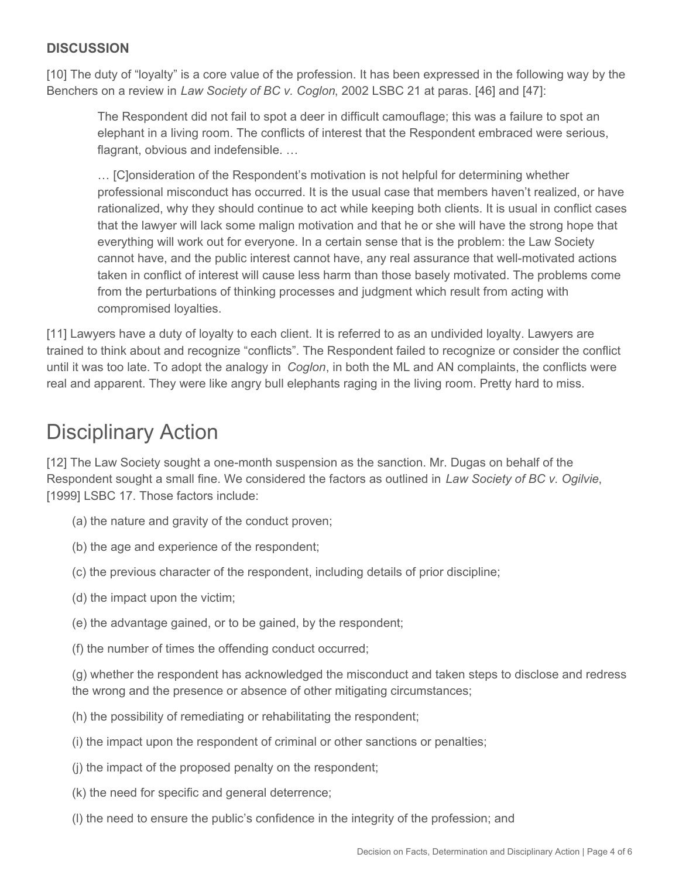## DISCUSSION

[10] The duty of "loyalty" is a core value of the profession. It has been expressed in the following way by the Benchers on a review in *Law Society of BC v. Coglon*, 2002 LSBC 21 at paras. [46] and [47]:

> The Respondent did not fail to spot a deer in difficult camouflage; this was a failure to spot an elephant in a living room. The conflicts of interest that the Respondent embraced were serious, flagrant, obvious and indefensible. …
>
> … [C]onsideration of the Respondent's motivation is not helpful for determining whether professional misconduct has occurred. It is the usual case that members haven't realized, or have rationalized, why they should continue to act while keeping both clients. It is usual in conflict cases that the lawyer will lack some malign motivation and that he or she will have the strong hope that everything will work out for everyone. In a certain sense that is the problem: the Law Society cannot have, and the public interest cannot have, any real assurance that well-motivated actions taken in conflict of interest will cause less harm than those basely motivated. The problems come from the perturbations of thinking processes and judgment which result from acting with compromised loyalties.

[11] Lawyers have a duty of loyalty to each client. It is referred to as an undivided loyalty. Lawyers are trained to think about and recognize "conflicts". The Respondent failed to recognize or consider the conflict until it was too late. To adopt the analogy in *Coglon*, in both the ML and AN complaints, the conflicts were real and apparent. They were like angry bull elephants raging in the living room. Pretty hard to miss.

# Disciplinary Action

[12] The Law Society sought a one-month suspension as the sanction. Mr. Dugas on behalf of the Respondent sought a small fine. We considered the factors as outlined in *Law Society of BC v. Ogilvie*, [1999] LSBC 17. Those factors include:

(a) the nature and gravity of the conduct proven;

(b) the age and experience of the respondent;

(c) the previous character of the respondent, including details of prior discipline;

(d) the impact upon the victim;

(e) the advantage gained, or to be gained, by the respondent;

(f) the number of times the offending conduct occurred;

(g) whether the respondent has acknowledged the misconduct and taken steps to disclose and redress the wrong and the presence or absence of other mitigating circumstances;

(h) the possibility of remediating or rehabilitating the respondent;

(i) the impact upon the respondent of criminal or other sanctions or penalties;

(j) the impact of the proposed penalty on the respondent;

(k) the need for specific and general deterrence;

(l) the need to ensure the public's confidence in the integrity of the profession; and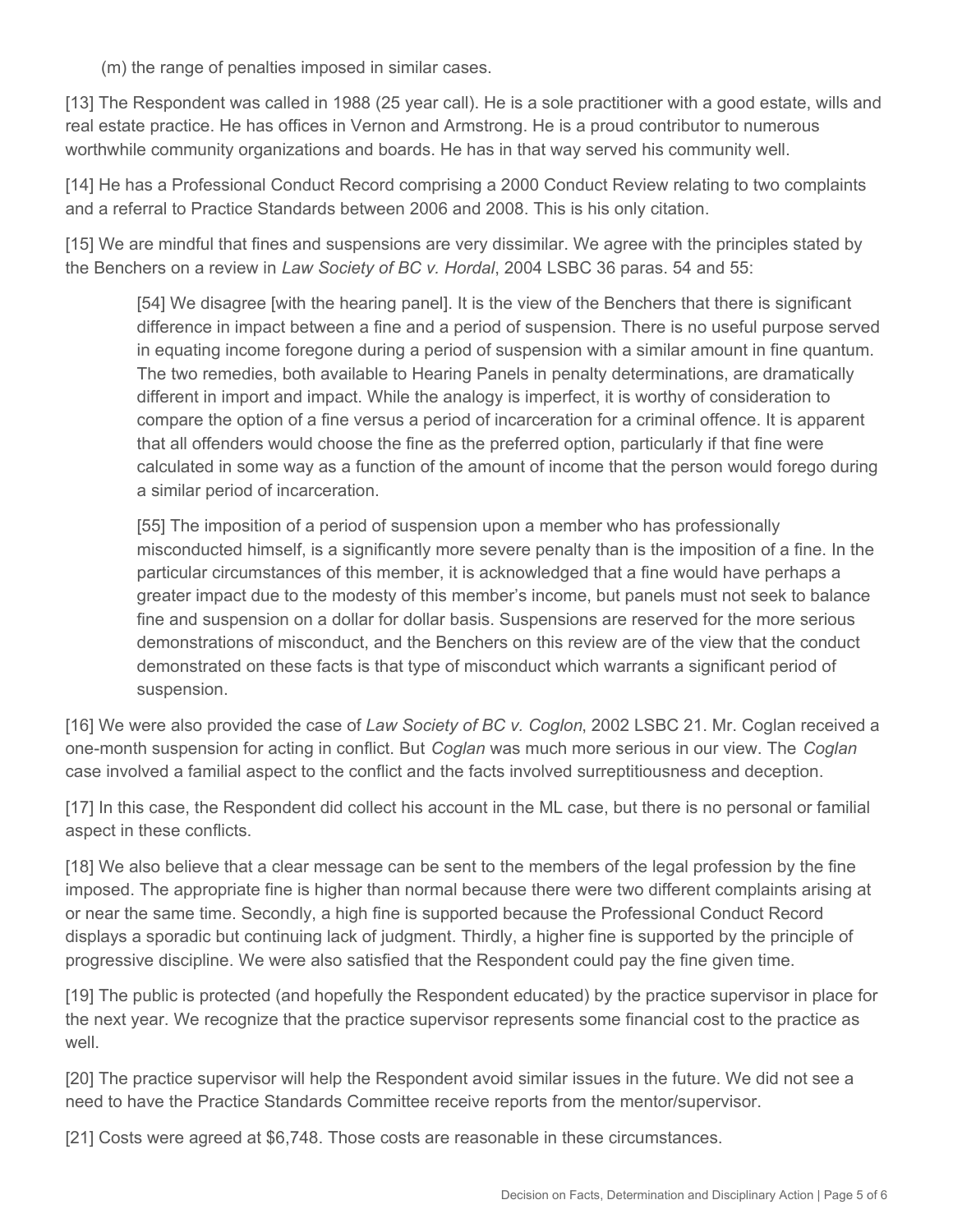(m) the range of penalties imposed in similar cases.

[13] The Respondent was called in 1988 (25 year call). He is a sole practitioner with a good estate, wills and real estate practice. He has offices in Vernon and Armstrong. He is a proud contributor to numerous worthwhile community organizations and boards. He has in that way served his community well.

[14] He has a Professional Conduct Record comprising a 2000 Conduct Review relating to two complaints and a referral to Practice Standards between 2006 and 2008. This is his only citation.

[15] We are mindful that fines and suspensions are very dissimilar. We agree with the principles stated by the Benchers on a review in *Law Society of BC v. Hordal*, 2004 LSBC 36 paras. 54 and 55:

> [54] We disagree [with the hearing panel]. It is the view of the Benchers that there is significant difference in impact between a fine and a period of suspension. There is no useful purpose served in equating income foregone during a period of suspension with a similar amount in fine quantum. The two remedies, both available to Hearing Panels in penalty determinations, are dramatically different in import and impact. While the analogy is imperfect, it is worthy of consideration to compare the option of a fine versus a period of incarceration for a criminal offence. It is apparent that all offenders would choose the fine as the preferred option, particularly if that fine were calculated in some way as a function of the amount of income that the person would forego during a similar period of incarceration.
>
> [55] The imposition of a period of suspension upon a member who has professionally misconducted himself, is a significantly more severe penalty than is the imposition of a fine. In the particular circumstances of this member, it is acknowledged that a fine would have perhaps a greater impact due to the modesty of this member's income, but panels must not seek to balance fine and suspension on a dollar for dollar basis. Suspensions are reserved for the more serious demonstrations of misconduct, and the Benchers on this review are of the view that the conduct demonstrated on these facts is that type of misconduct which warrants a significant period of suspension.

[16] We were also provided the case of *Law Society of BC v. Coglon*, 2002 LSBC 21. Mr. Coglan received a one-month suspension for acting in conflict. But *Coglan* was much more serious in our view. The *Coglan* case involved a familial aspect to the conflict and the facts involved surreptitiousness and deception.

[17] In this case, the Respondent did collect his account in the ML case, but there is no personal or familial aspect in these conflicts.

[18] We also believe that a clear message can be sent to the members of the legal profession by the fine imposed. The appropriate fine is higher than normal because there were two different complaints arising at or near the same time. Secondly, a high fine is supported because the Professional Conduct Record displays a sporadic but continuing lack of judgment. Thirdly, a higher fine is supported by the principle of progressive discipline. We were also satisfied that the Respondent could pay the fine given time.

[19] The public is protected (and hopefully the Respondent educated) by the practice supervisor in place for the next year. We recognize that the practice supervisor represents some financial cost to the practice as well.

[20] The practice supervisor will help the Respondent avoid similar issues in the future. We did not see a need to have the Practice Standards Committee receive reports from the mentor/supervisor.

[21] Costs were agreed at $6,748. Those costs are reasonable in these circumstances.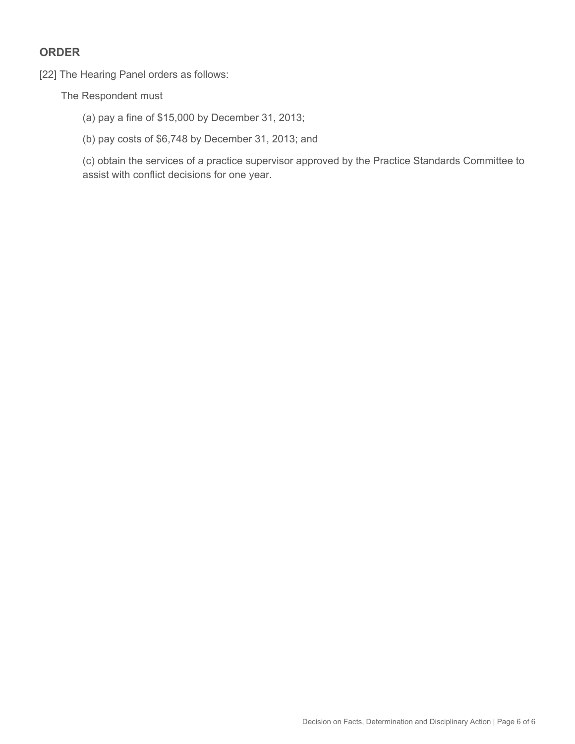## ORDER

[22] The Hearing Panel orders as follows:

The Respondent must

(a) pay a fine of $15,000 by December 31, 2013;

(b) pay costs of $6,748 by December 31, 2013; and

(c) obtain the services of a practice supervisor approved by the Practice Standards Committee to assist with conflict decisions for one year.